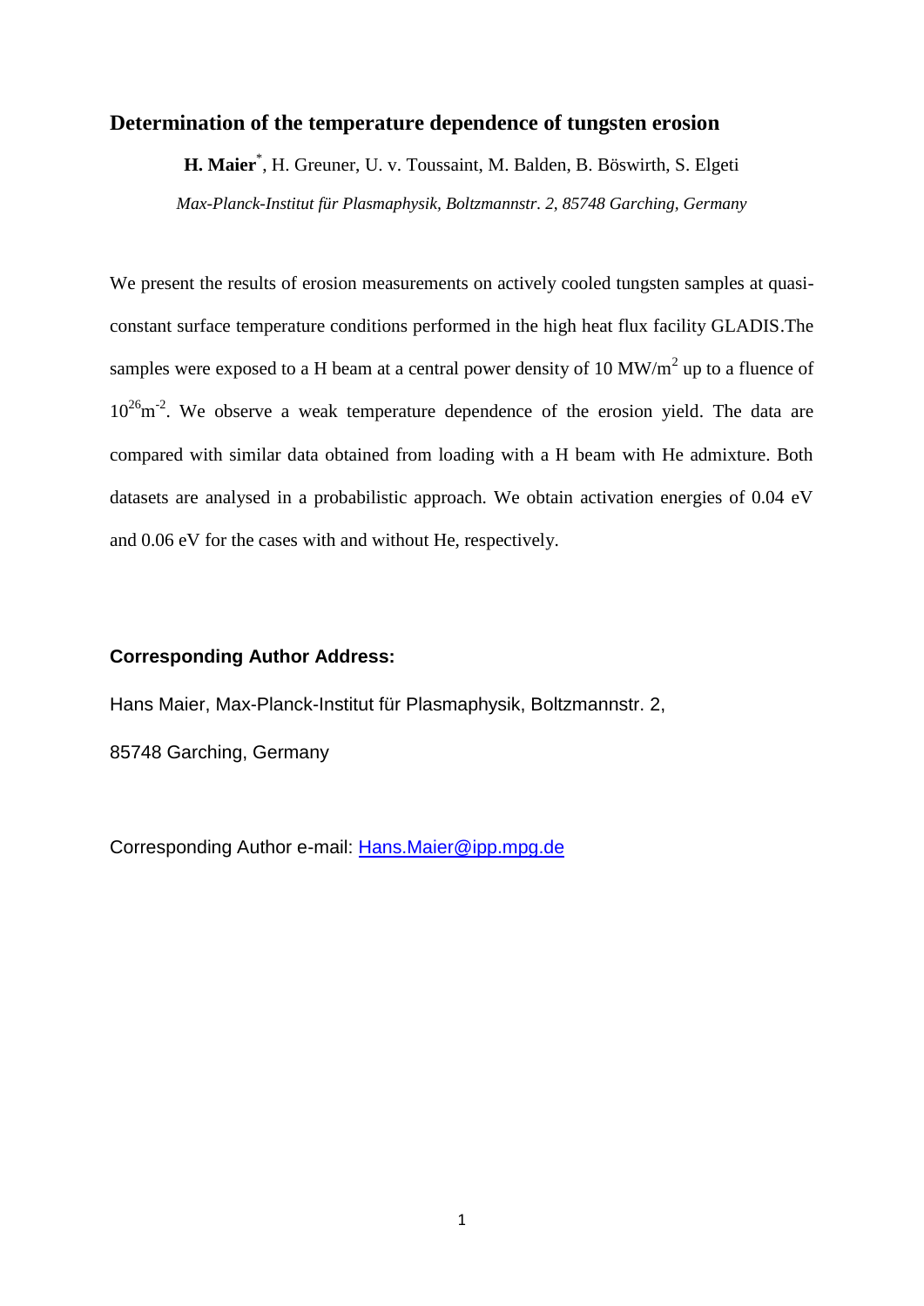# Determination of the temperature dependence of tungsten erosion

**H. Maier**[*], H. Greuner, U. v. Toussaint, M. Balden, B. Böswirth, S. Elgeti

*Max-Planck-Institut für Plasmaphysik, Boltzmannstr. 2, 85748 Garching, Germany*

We present the results of erosion measurements on actively cooled tungsten samples at quasi-constant surface temperature conditions performed in the high heat flux facility GLADIS.The samples were exposed to a H beam at a central power density of 10 MW/m$^2$ up to a fluence of $10^{26}$m$^{-2}$. We observe a weak temperature dependence of the erosion yield. The data are compared with similar data obtained from loading with a H beam with He admixture. Both datasets are analysed in a probabilistic approach. We obtain activation energies of 0.04 eV and 0.06 eV for the cases with and without He, respectively.

**Corresponding Author Address:**

Hans Maier, Max-Planck-Institut für Plasmaphysik, Boltzmannstr. 2,

85748 Garching, Germany

Corresponding Author e-mail: Hans.Maier@ipp.mpg.de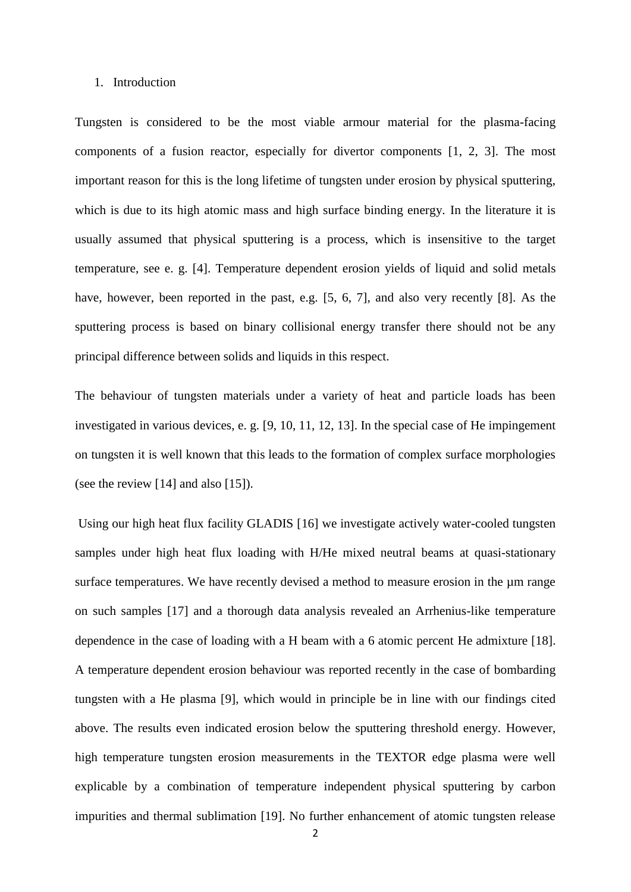## 1. Introduction

Tungsten is considered to be the most viable armour material for the plasma-facing components of a fusion reactor, especially for divertor components [1, 2, 3]. The most important reason for this is the long lifetime of tungsten under erosion by physical sputtering, which is due to its high atomic mass and high surface binding energy. In the literature it is usually assumed that physical sputtering is a process, which is insensitive to the target temperature, see e. g. [4]. Temperature dependent erosion yields of liquid and solid metals have, however, been reported in the past, e.g. [5, 6, 7], and also very recently [8]. As the sputtering process is based on binary collisional energy transfer there should not be any principal difference between solids and liquids in this respect.

The behaviour of tungsten materials under a variety of heat and particle loads has been investigated in various devices, e. g. [9, 10, 11, 12, 13]. In the special case of He impingement on tungsten it is well known that this leads to the formation of complex surface morphologies (see the review [14] and also [15]).

Using our high heat flux facility GLADIS [16] we investigate actively water-cooled tungsten samples under high heat flux loading with H/He mixed neutral beams at quasi-stationary surface temperatures. We have recently devised a method to measure erosion in the µm range on such samples [17] and a thorough data analysis revealed an Arrhenius-like temperature dependence in the case of loading with a H beam with a 6 atomic percent He admixture [18]. A temperature dependent erosion behaviour was reported recently in the case of bombarding tungsten with a He plasma [9], which would in principle be in line with our findings cited above. The results even indicated erosion below the sputtering threshold energy. However, high temperature tungsten erosion measurements in the TEXTOR edge plasma were well explicable by a combination of temperature independent physical sputtering by carbon impurities and thermal sublimation [19]. No further enhancement of atomic tungsten release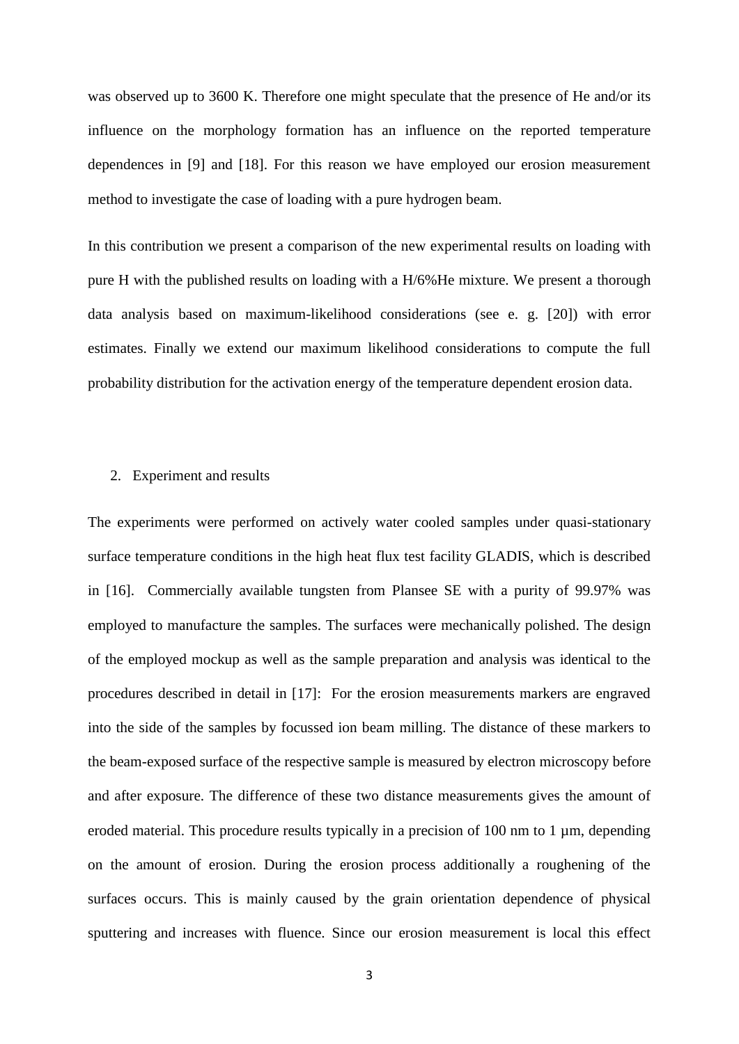was observed up to 3600 K. Therefore one might speculate that the presence of He and/or its influence on the morphology formation has an influence on the reported temperature dependences in [9] and [18]. For this reason we have employed our erosion measurement method to investigate the case of loading with a pure hydrogen beam.

In this contribution we present a comparison of the new experimental results on loading with pure H with the published results on loading with a H/6%He mixture. We present a thorough data analysis based on maximum-likelihood considerations (see e. g. [20]) with error estimates. Finally we extend our maximum likelihood considerations to compute the full probability distribution for the activation energy of the temperature dependent erosion data.

## 2. Experiment and results

The experiments were performed on actively water cooled samples under quasi-stationary surface temperature conditions in the high heat flux test facility GLADIS, which is described in [16]. Commercially available tungsten from Plansee SE with a purity of 99.97% was employed to manufacture the samples. The surfaces were mechanically polished. The design of the employed mockup as well as the sample preparation and analysis was identical to the procedures described in detail in [17]: For the erosion measurements markers are engraved into the side of the samples by focussed ion beam milling. The distance of these markers to the beam-exposed surface of the respective sample is measured by electron microscopy before and after exposure. The difference of these two distance measurements gives the amount of eroded material. This procedure results typically in a precision of 100 nm to 1 µm, depending on the amount of erosion. During the erosion process additionally a roughening of the surfaces occurs. This is mainly caused by the grain orientation dependence of physical sputtering and increases with fluence. Since our erosion measurement is local this effect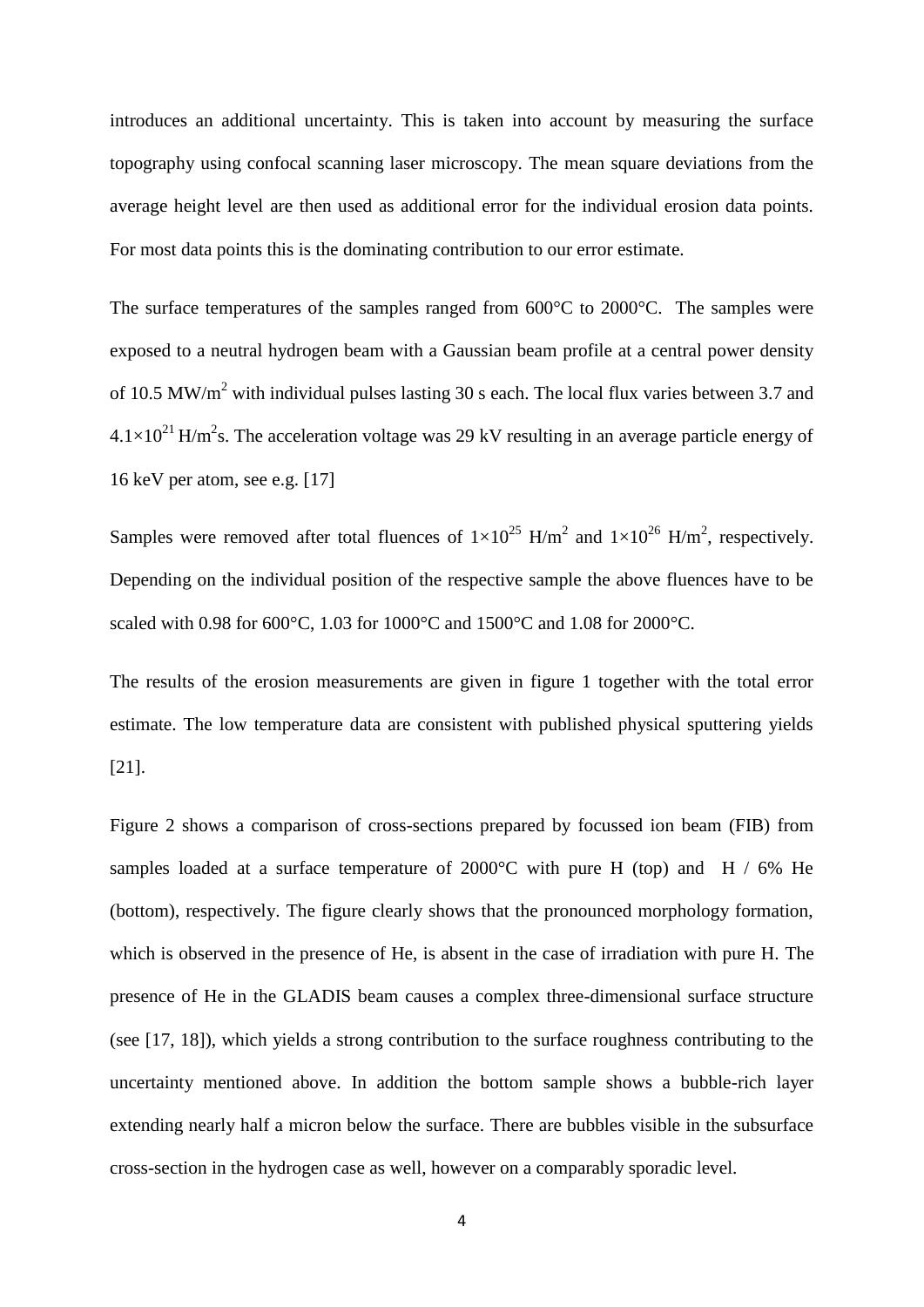introduces an additional uncertainty. This is taken into account by measuring the surface topography using confocal scanning laser microscopy. The mean square deviations from the average height level are then used as additional error for the individual erosion data points. For most data points this is the dominating contribution to our error estimate.

The surface temperatures of the samples ranged from 600°C to 2000°C. The samples were exposed to a neutral hydrogen beam with a Gaussian beam profile at a central power density of 10.5 $MW/m^2$ with individual pulses lasting 30 s each. The local flux varies between 3.7 and $4.1\times10^{21}$ $H/m^2s$. The acceleration voltage was 29 kV resulting in an average particle energy of 16 keV per atom, see e.g. [17]

Samples were removed after total fluences of $1\times10^{25}$ $H/m^2$ and $1\times10^{26}$ $H/m^2$, respectively. Depending on the individual position of the respective sample the above fluences have to be scaled with 0.98 for 600°C, 1.03 for 1000°C and 1500°C and 1.08 for 2000°C.

The results of the erosion measurements are given in figure 1 together with the total error estimate. The low temperature data are consistent with published physical sputtering yields [21].

Figure 2 shows a comparison of cross-sections prepared by focussed ion beam (FIB) from samples loaded at a surface temperature of 2000°C with pure H (top) and H / 6% He (bottom), respectively. The figure clearly shows that the pronounced morphology formation, which is observed in the presence of He, is absent in the case of irradiation with pure H. The presence of He in the GLADIS beam causes a complex three-dimensional surface structure (see [17, 18]), which yields a strong contribution to the surface roughness contributing to the uncertainty mentioned above. In addition the bottom sample shows a bubble-rich layer extending nearly half a micron below the surface. There are bubbles visible in the subsurface cross-section in the hydrogen case as well, however on a comparably sporadic level.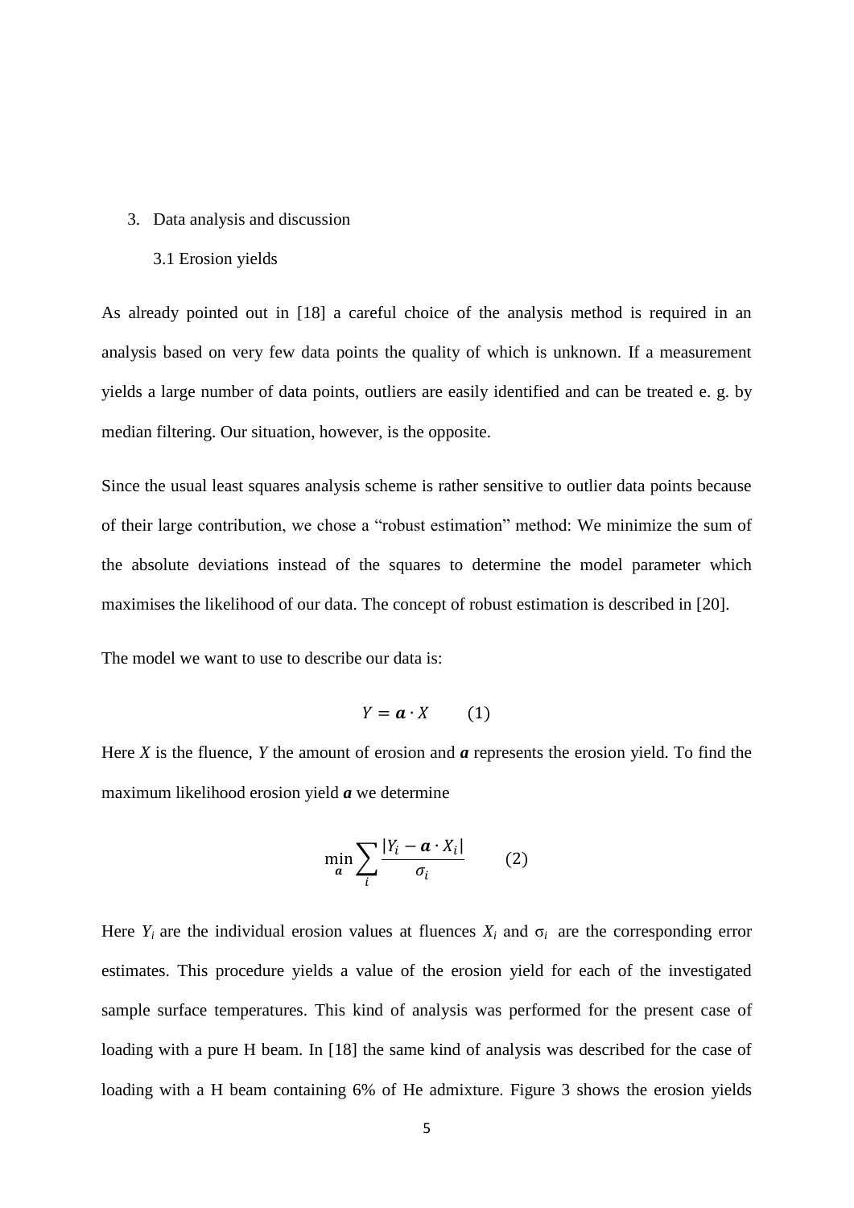## 3. Data analysis and discussion

### 3.1 Erosion yields

As already pointed out in [18] a careful choice of the analysis method is required in an analysis based on very few data points the quality of which is unknown. If a measurement yields a large number of data points, outliers are easily identified and can be treated e. g. by median filtering. Our situation, however, is the opposite.

Since the usual least squares analysis scheme is rather sensitive to outlier data points because of their large contribution, we chose a "robust estimation" method: We minimize the sum of the absolute deviations instead of the squares to determine the model parameter which maximises the likelihood of our data. The concept of robust estimation is described in [20].

The model we want to use to describe our data is:

$$Y = \boldsymbol{a} \cdot X \qquad (1)$$

Here $X$ is the fluence, $Y$ the amount of erosion and $\boldsymbol{a}$ represents the erosion yield. To find the maximum likelihood erosion yield $\boldsymbol{a}$ we determine

$$\min_{\boldsymbol{a}} \sum_i \frac{|Y_i - \boldsymbol{a} \cdot X_i|}{\sigma_i} \qquad (2)$$

Here $Y_i$ are the individual erosion values at fluences $X_i$ and $\sigma_i$ are the corresponding error estimates. This procedure yields a value of the erosion yield for each of the investigated sample surface temperatures. This kind of analysis was performed for the present case of loading with a pure H beam. In [18] the same kind of analysis was described for the case of loading with a H beam containing 6% of He admixture. Figure 3 shows the erosion yields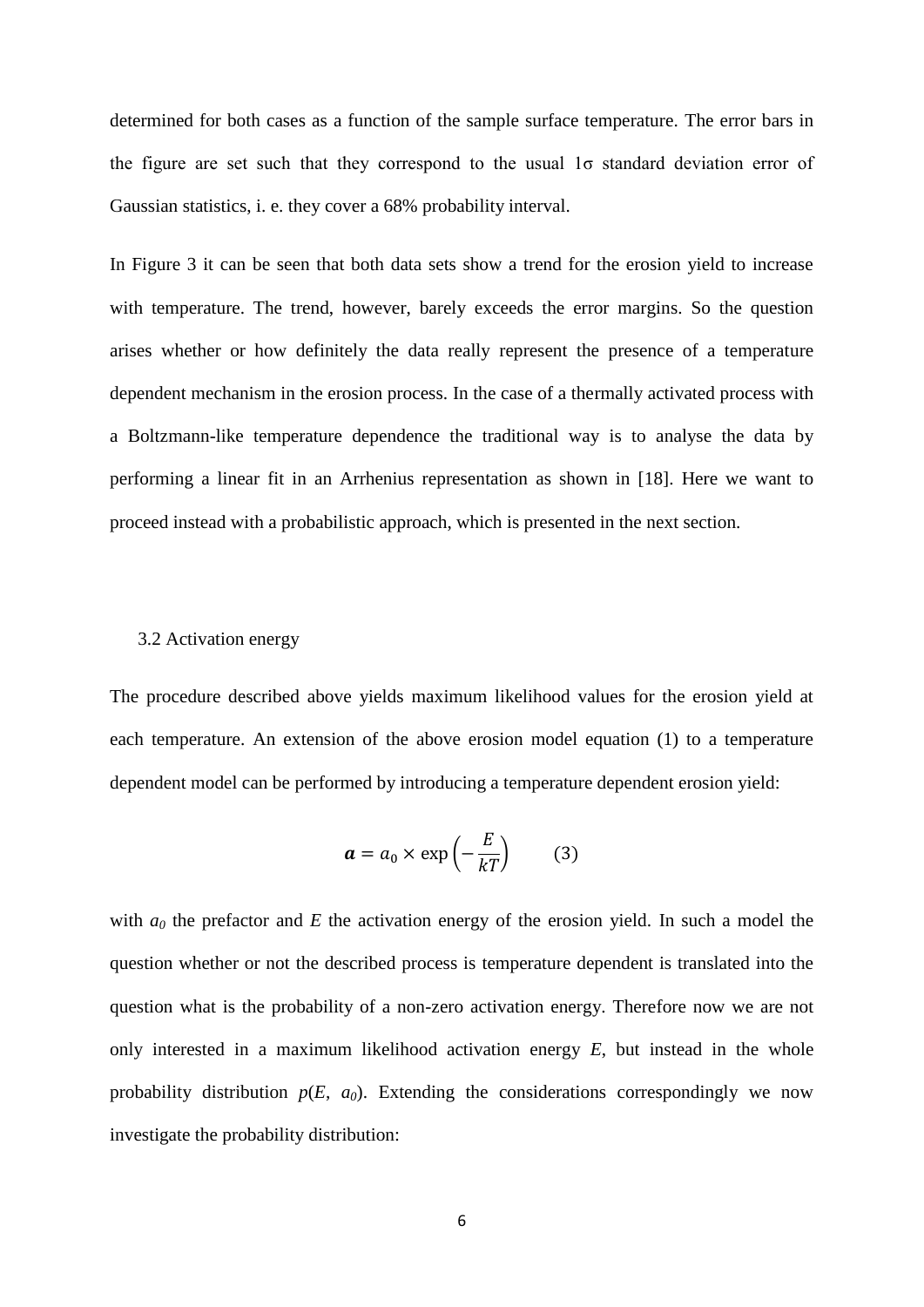determined for both cases as a function of the sample surface temperature. The error bars in the figure are set such that they correspond to the usual 1σ standard deviation error of Gaussian statistics, i. e. they cover a 68% probability interval.

In Figure 3 it can be seen that both data sets show a trend for the erosion yield to increase with temperature. The trend, however, barely exceeds the error margins. So the question arises whether or how definitely the data really represent the presence of a temperature dependent mechanism in the erosion process. In the case of a thermally activated process with a Boltzmann-like temperature dependence the traditional way is to analyse the data by performing a linear fit in an Arrhenius representation as shown in [18]. Here we want to proceed instead with a probabilistic approach, which is presented in the next section.

### 3.2 Activation energy

The procedure described above yields maximum likelihood values for the erosion yield at each temperature. An extension of the above erosion model equation (1) to a temperature dependent model can be performed by introducing a temperature dependent erosion yield:

$$\boldsymbol{a} = a_0 \times \exp\left(-\frac{E}{kT}\right) \qquad (3)$$

with $a_0$ the prefactor and $E$ the activation energy of the erosion yield. In such a model the question whether or not the described process is temperature dependent is translated into the question what is the probability of a non-zero activation energy. Therefore now we are not only interested in a maximum likelihood activation energy $E$, but instead in the whole probability distribution $p(E, a_0)$. Extending the considerations correspondingly we now investigate the probability distribution: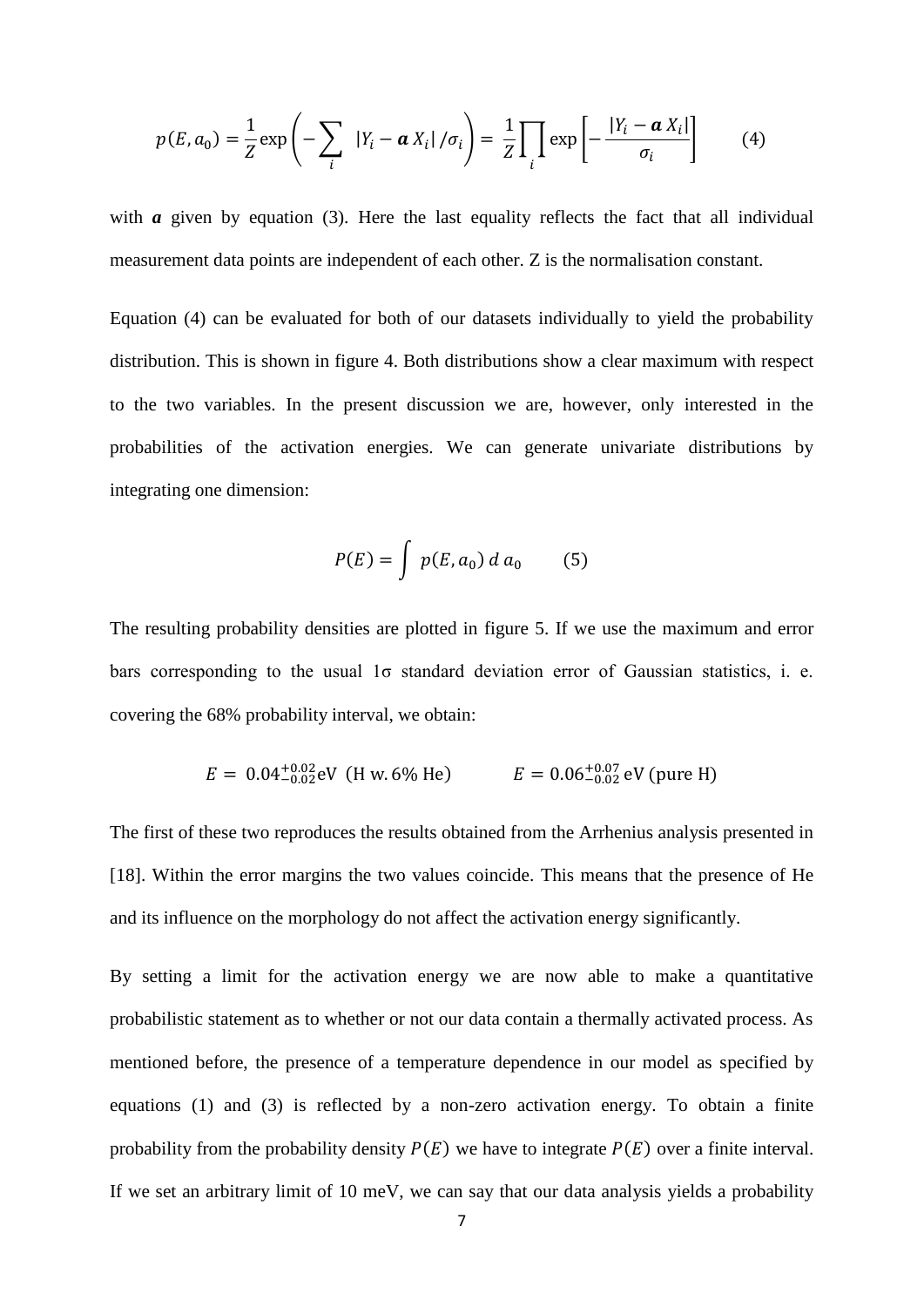$$p(E, a_0) = \frac{1}{Z} \exp\left(-\sum_i \; |Y_i - \boldsymbol{a}\, X_i| \,/\sigma_i\right) = \frac{1}{Z} \prod_i \exp\left[-\frac{|Y_i - \boldsymbol{a}\, X_i|}{\sigma_i}\right] \qquad (4)$$

with $\boldsymbol{a}$ given by equation (3). Here the last equality reflects the fact that all individual measurement data points are independent of each other. Z is the normalisation constant.

Equation (4) can be evaluated for both of our datasets individually to yield the probability distribution. This is shown in figure 4. Both distributions show a clear maximum with respect to the two variables. In the present discussion we are, however, only interested in the probabilities of the activation energies. We can generate univariate distributions by integrating one dimension:

$$P(E) = \int \; p(E, a_0)\; d\, a_0 \qquad (5)$$

The resulting probability densities are plotted in figure 5. If we use the maximum and error bars corresponding to the usual 1σ standard deviation error of Gaussian statistics, i. e. covering the 68% probability interval, we obtain:

$$E = \; 0.04^{+0.02}_{-0.02}\text{eV} \;\; (\text{H w. 6\% He}) \qquad\qquad E = 0.06^{+0.07}_{-0.02}\;\text{eV (pure H)}$$

The first of these two reproduces the results obtained from the Arrhenius analysis presented in [18]. Within the error margins the two values coincide. This means that the presence of He and its influence on the morphology do not affect the activation energy significantly.

By setting a limit for the activation energy we are now able to make a quantitative probabilistic statement as to whether or not our data contain a thermally activated process. As mentioned before, the presence of a temperature dependence in our model as specified by equations (1) and (3) is reflected by a non-zero activation energy. To obtain a finite probability from the probability density $P(E)$ we have to integrate $P(E)$ over a finite interval. If we set an arbitrary limit of 10 meV, we can say that our data analysis yields a probability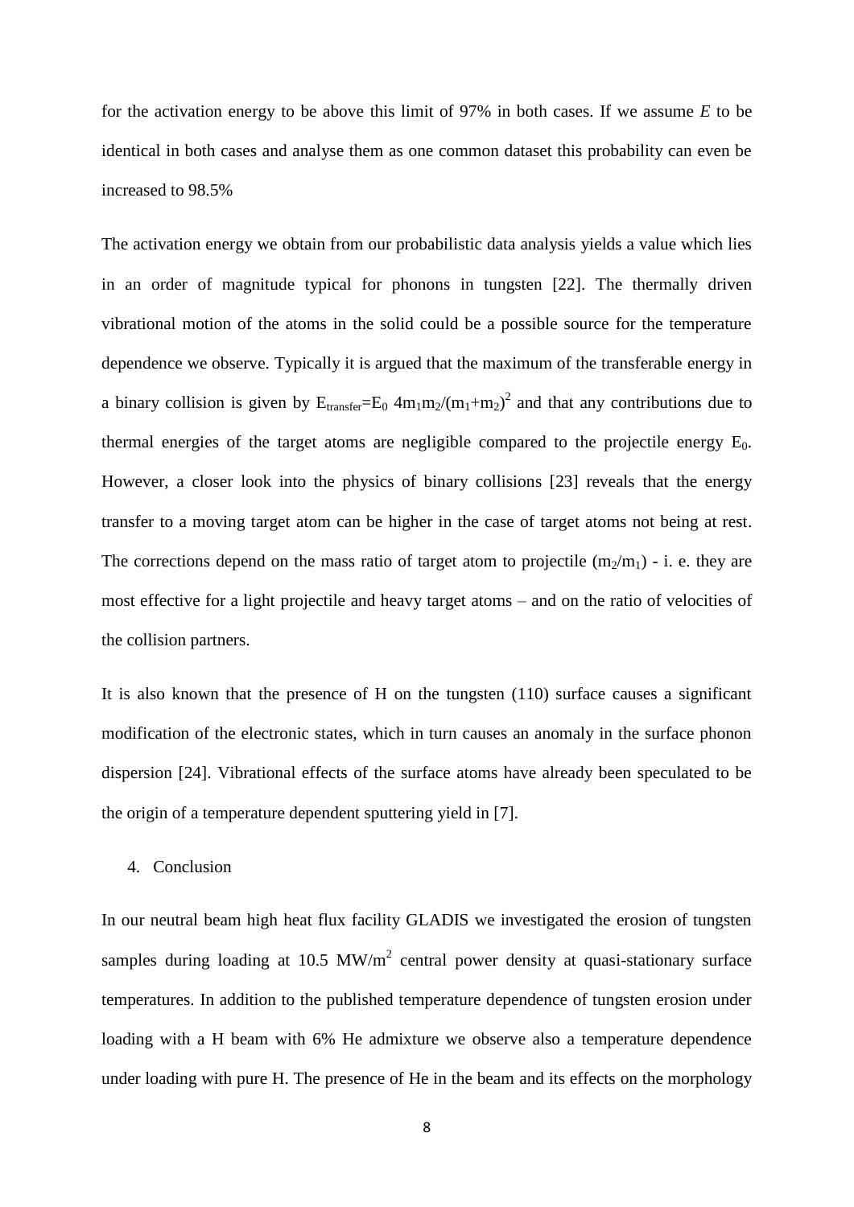for the activation energy to be above this limit of 97% in both cases. If we assume *E* to be identical in both cases and analyse them as one common dataset this probability can even be increased to 98.5%

The activation energy we obtain from our probabilistic data analysis yields a value which lies in an order of magnitude typical for phonons in tungsten [22]. The thermally driven vibrational motion of the atoms in the solid could be a possible source for the temperature dependence we observe. Typically it is argued that the maximum of the transferable energy in a binary collision is given by $E_{transfer}=E_0\ 4m_1m_2/(m_1+m_2)^2$ and that any contributions due to thermal energies of the target atoms are negligible compared to the projectile energy $E_0$. However, a closer look into the physics of binary collisions [23] reveals that the energy transfer to a moving target atom can be higher in the case of target atoms not being at rest. The corrections depend on the mass ratio of target atom to projectile ($m_2/m_1$) - i. e. they are most effective for a light projectile and heavy target atoms – and on the ratio of velocities of the collision partners.

It is also known that the presence of H on the tungsten (110) surface causes a significant modification of the electronic states, which in turn causes an anomaly in the surface phonon dispersion [24]. Vibrational effects of the surface atoms have already been speculated to be the origin of a temperature dependent sputtering yield in [7].

## 4. Conclusion

In our neutral beam high heat flux facility GLADIS we investigated the erosion of tungsten samples during loading at 10.5 $MW/m^2$ central power density at quasi-stationary surface temperatures. In addition to the published temperature dependence of tungsten erosion under loading with a H beam with 6% He admixture we observe also a temperature dependence under loading with pure H. The presence of He in the beam and its effects on the morphology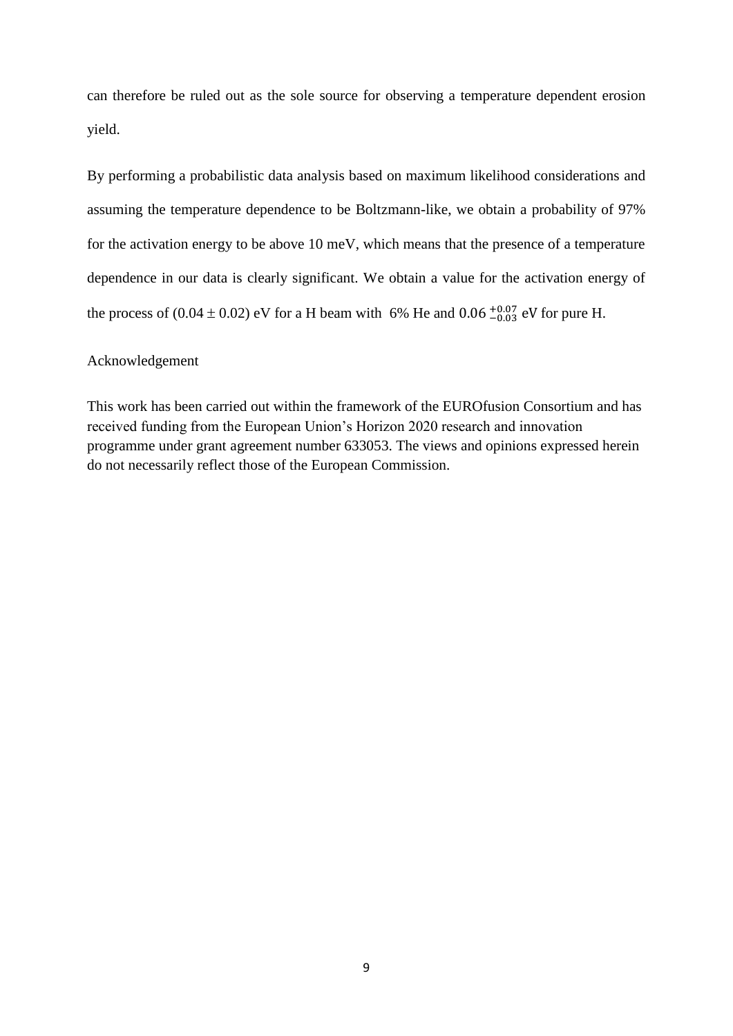can therefore be ruled out as the sole source for observing a temperature dependent erosion yield.

By performing a probabilistic data analysis based on maximum likelihood considerations and assuming the temperature dependence to be Boltzmann-like, we obtain a probability of 97% for the activation energy to be above 10 meV, which means that the presence of a temperature dependence in our data is clearly significant. We obtain a value for the activation energy of the process of $(0.04 \pm 0.02)$ eV for a H beam with 6% He and $0.06\,^{+0.07}_{-0.03}$ eV for pure H.

## Acknowledgement

This work has been carried out within the framework of the EUROfusion Consortium and has received funding from the European Union's Horizon 2020 research and innovation programme under grant agreement number 633053. The views and opinions expressed herein do not necessarily reflect those of the European Commission.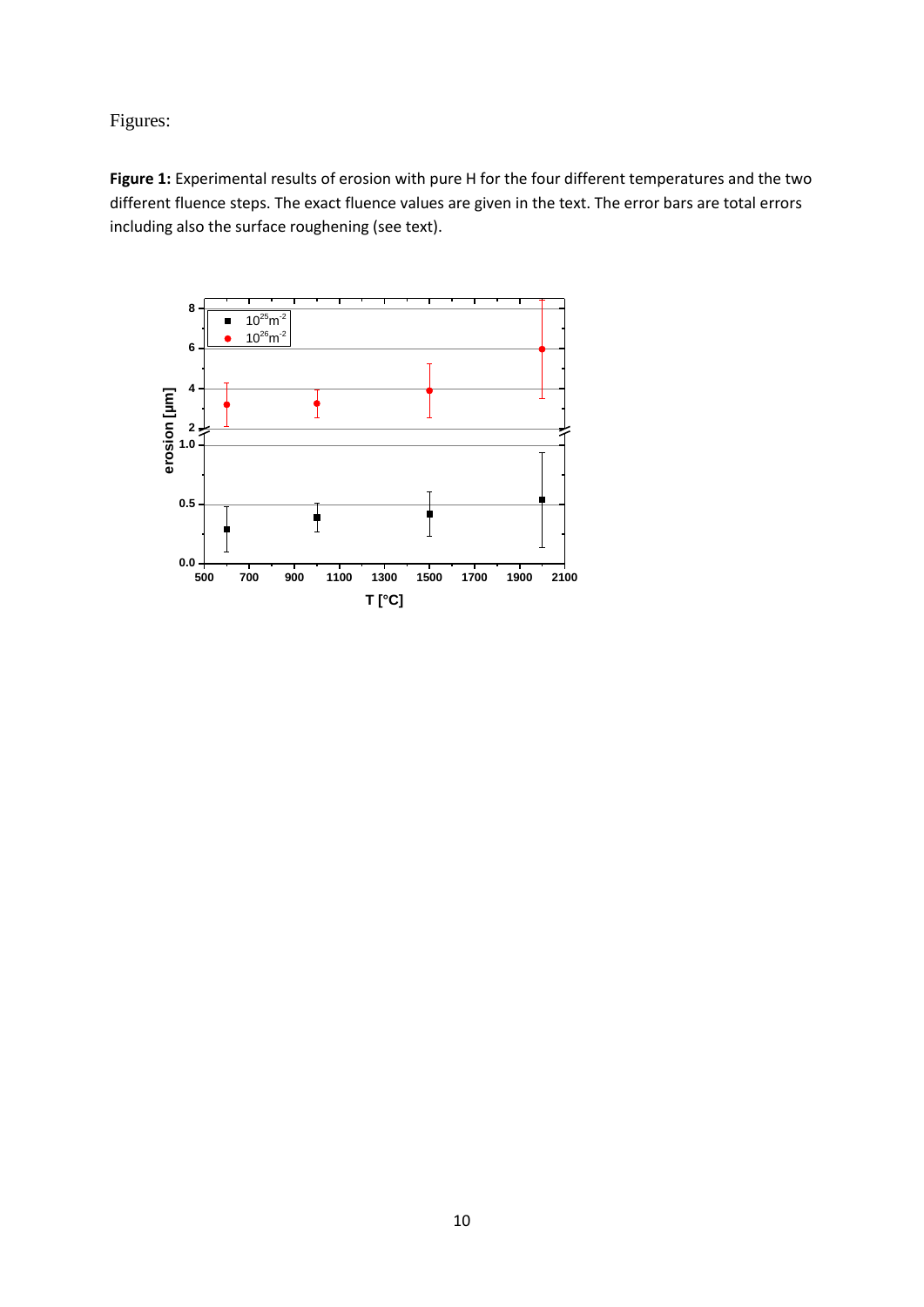Figures:

**Figure 1:** Experimental results of erosion with pure H for the four different temperatures and the two different fluence steps. The exact fluence values are given in the text. The error bars are total errors including also the surface roughening (see text).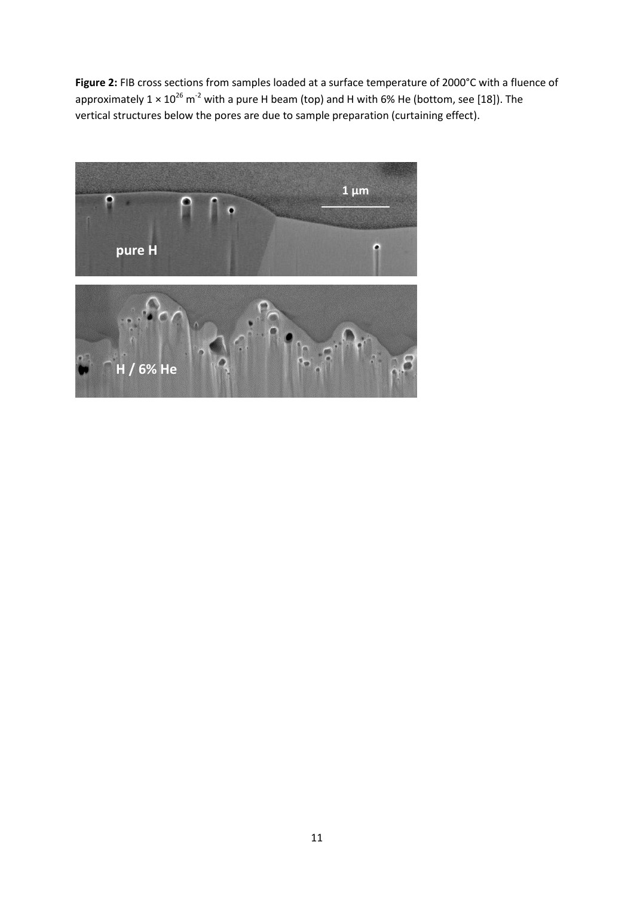**Figure 2:** FIB cross sections from samples loaded at a surface temperature of 2000°C with a fluence of approximately $1 \times 10^{26}$ $m^{-2}$ with a pure H beam (top) and H with 6% He (bottom, see [18]). The vertical structures below the pores are due to sample preparation (curtaining effect).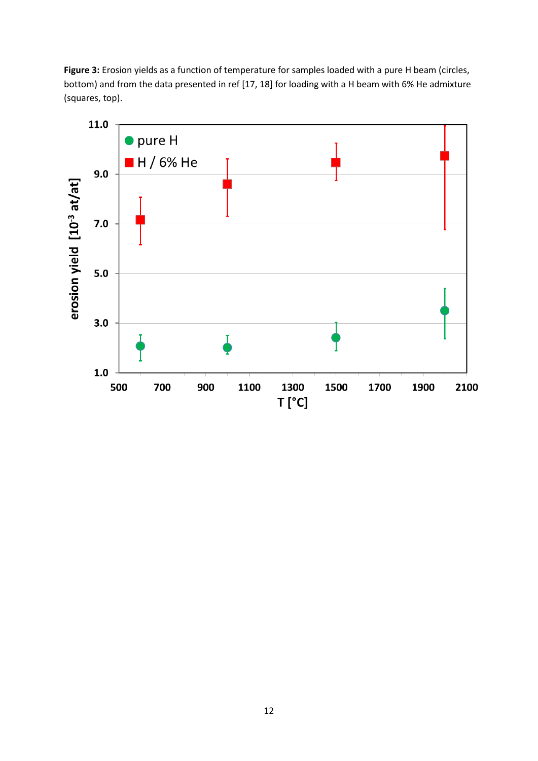**Figure 3:** Erosion yields as a function of temperature for samples loaded with a pure H beam (circles, bottom) and from the data presented in ref [17, 18] for loading with a H beam with 6% He admixture (squares, top).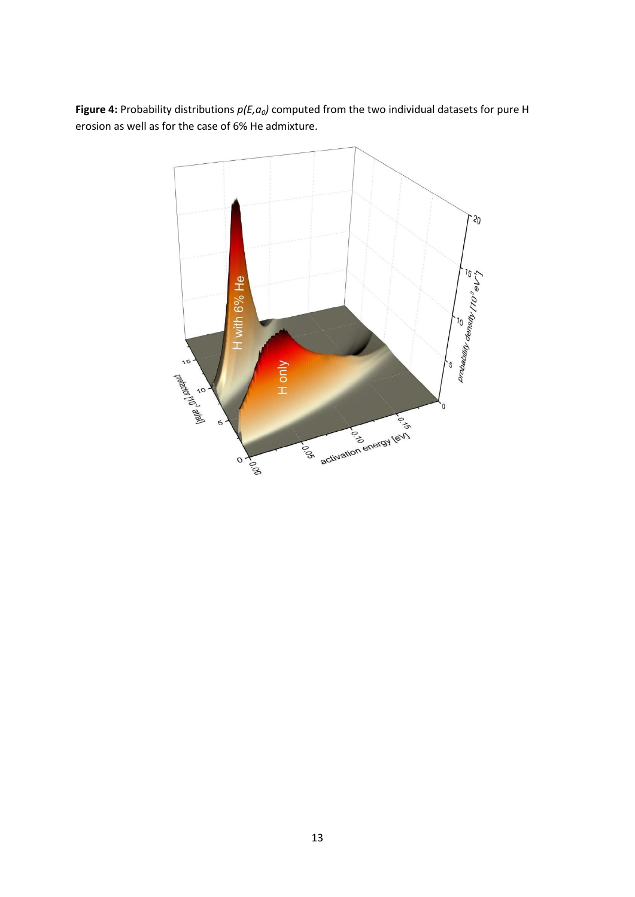**Figure 4:** Probability distributions $p(E,a_0)$ computed from the two individual datasets for pure H erosion as well as for the case of 6% He admixture.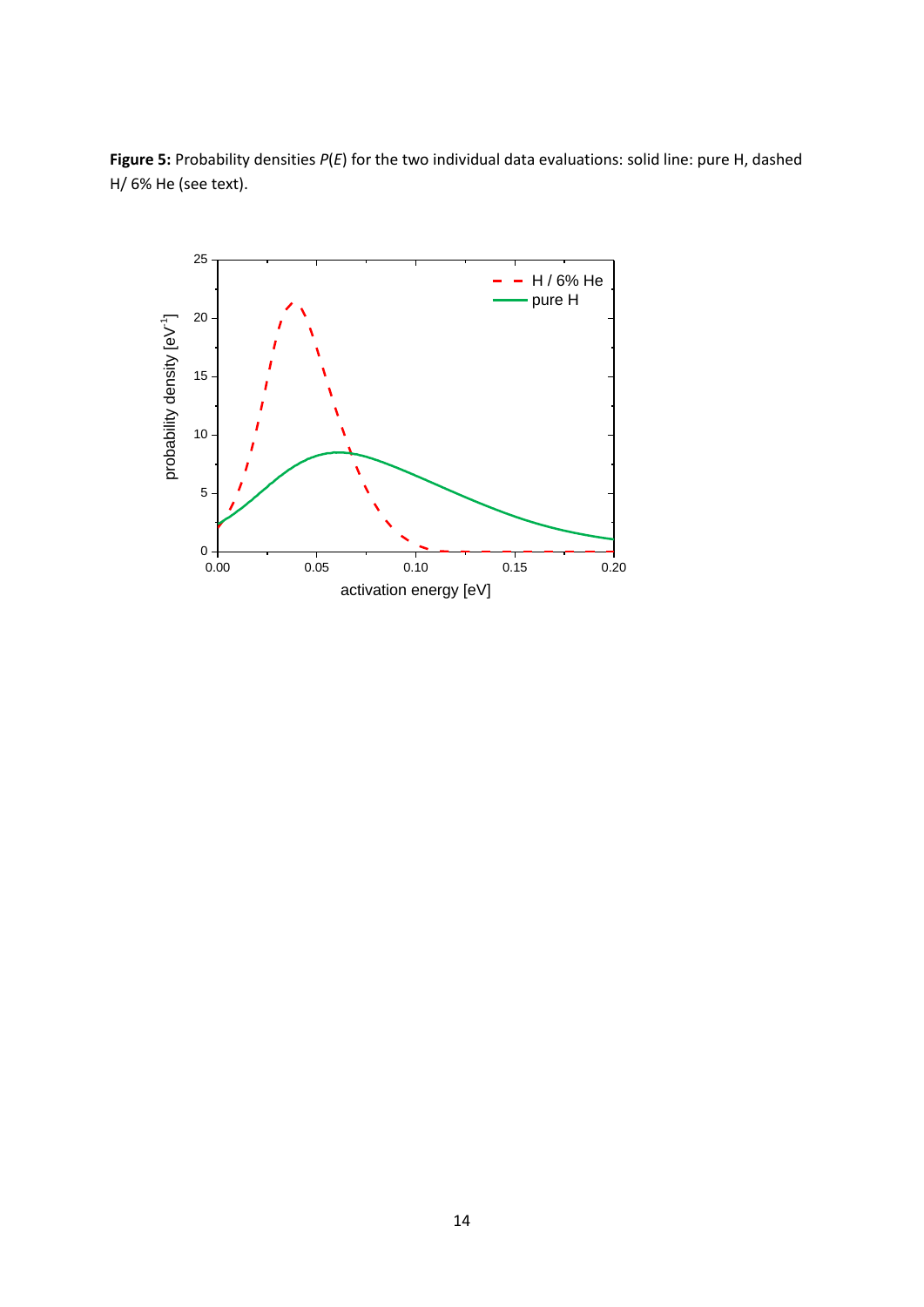**Figure 5:** Probability densities $P(E)$ for the two individual data evaluations: solid line: pure H, dashed H/ 6% He (see text).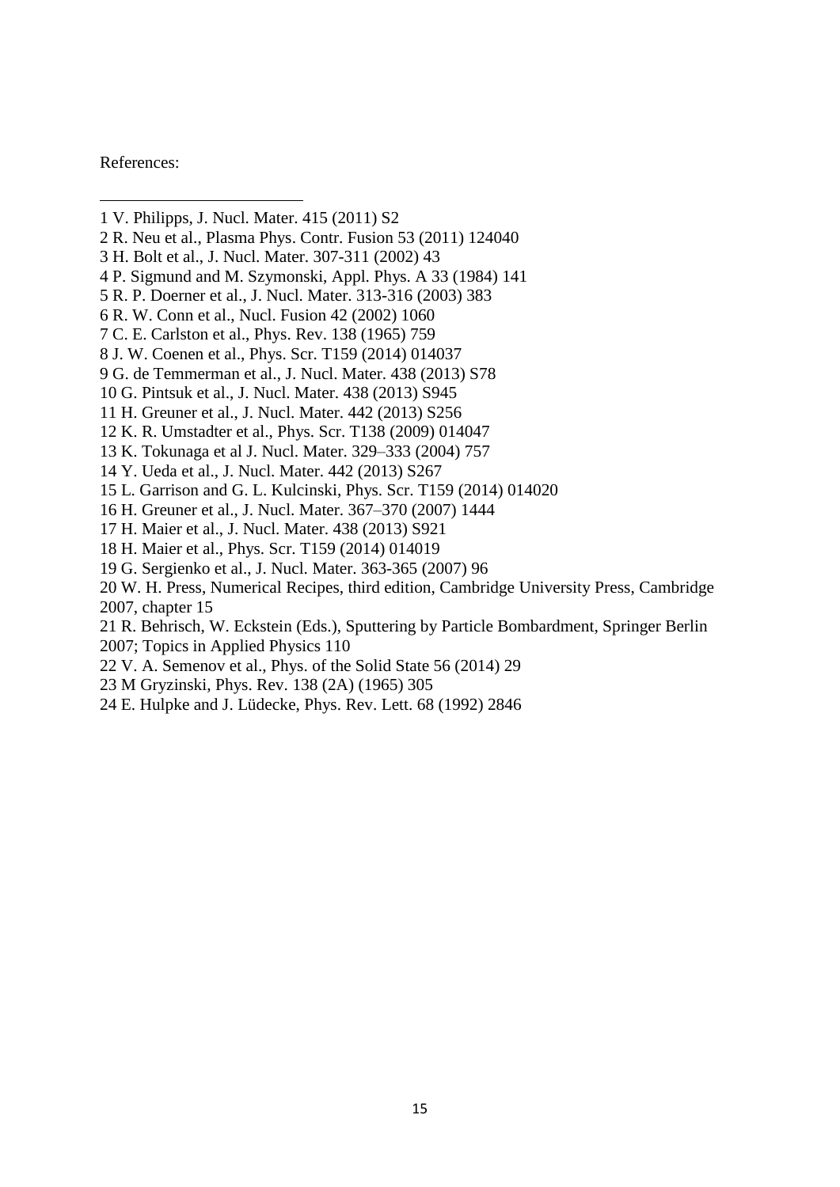References:

1 V. Philipps, J. Nucl. Mater. 415 (2011) S2
2 R. Neu et al., Plasma Phys. Contr. Fusion 53 (2011) 124040
3 H. Bolt et al., J. Nucl. Mater. 307-311 (2002) 43
4 P. Sigmund and M. Szymonski, Appl. Phys. A 33 (1984) 141
5 R. P. Doerner et al., J. Nucl. Mater. 313-316 (2003) 383
6 R. W. Conn et al., Nucl. Fusion 42 (2002) 1060
7 C. E. Carlston et al., Phys. Rev. 138 (1965) 759
8 J. W. Coenen et al., Phys. Scr. T159 (2014) 014037
9 G. de Temmerman et al., J. Nucl. Mater. 438 (2013) S78
10 G. Pintsuk et al., J. Nucl. Mater. 438 (2013) S945
11 H. Greuner et al., J. Nucl. Mater. 442 (2013) S256
12 K. R. Umstadter et al., Phys. Scr. T138 (2009) 014047
13 K. Tokunaga et al J. Nucl. Mater. 329–333 (2004) 757
14 Y. Ueda et al., J. Nucl. Mater. 442 (2013) S267
15 L. Garrison and G. L. Kulcinski, Phys. Scr. T159 (2014) 014020
16 H. Greuner et al., J. Nucl. Mater. 367–370 (2007) 1444
17 H. Maier et al., J. Nucl. Mater. 438 (2013) S921
18 H. Maier et al., Phys. Scr. T159 (2014) 014019
19 G. Sergienko et al., J. Nucl. Mater. 363-365 (2007) 96
20 W. H. Press, Numerical Recipes, third edition, Cambridge University Press, Cambridge 2007, chapter 15
21 R. Behrisch, W. Eckstein (Eds.), Sputtering by Particle Bombardment, Springer Berlin 2007; Topics in Applied Physics 110
22 V. A. Semenov et al., Phys. of the Solid State 56 (2014) 29
23 M Gryzinski, Phys. Rev. 138 (2A) (1965) 305
24 E. Hulpke and J. Lüdecke, Phys. Rev. Lett. 68 (1992) 2846